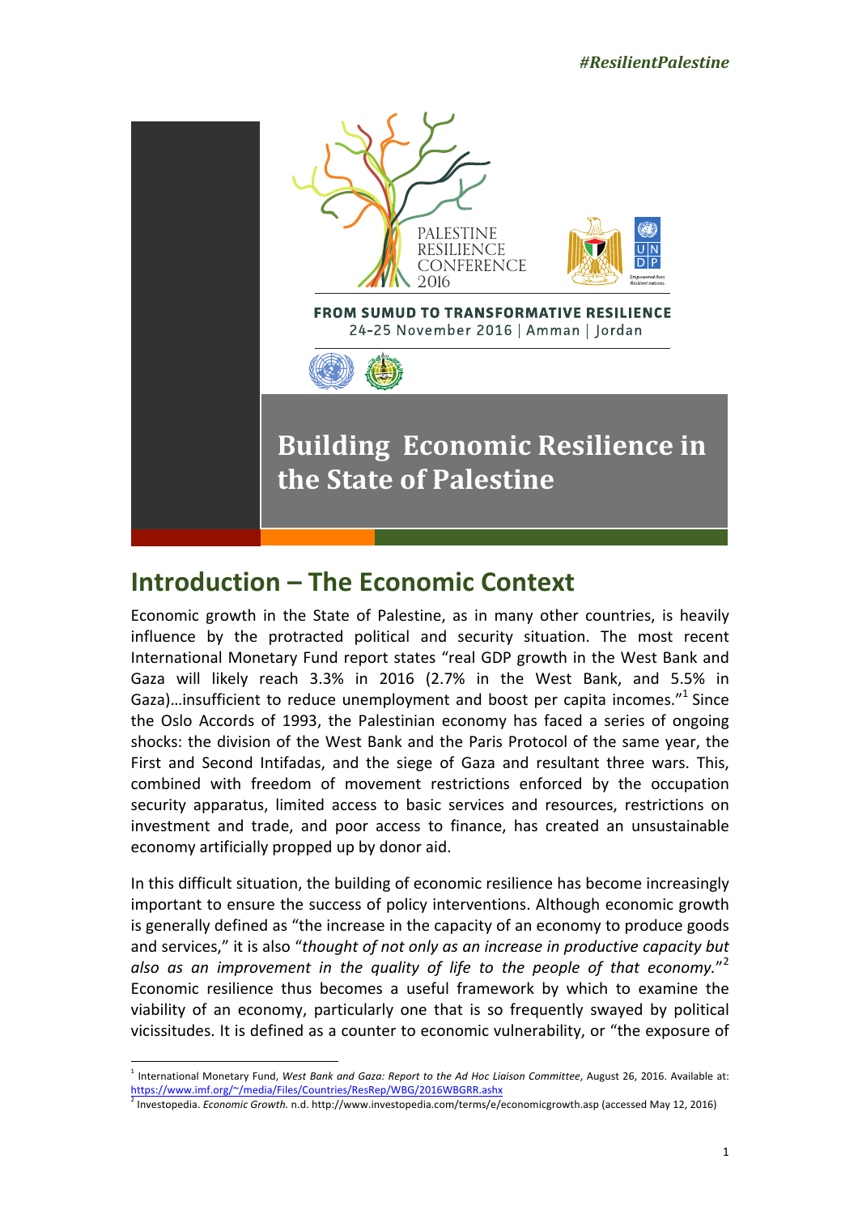#ResilientPalestine

PALESTINE RESILIENCE CONFERENCE 2016

**FROM SUMUD TO TRANSFORMATIVE RESILIENCE**

24-25 November 2016 | Amman | Jordan

# Building Economic Resilience in the State of Palestine

## Introduction – The Economic Context

Economic growth in the State of Palestine, as in many other countries, is heavily influence by the protracted political and security situation. The most recent International Monetary Fund report states "real GDP growth in the West Bank and Gaza will likely reach 3.3% in 2016 (2.7% in the West Bank, and 5.5% in Gaza)…insufficient to reduce unemployment and boost per capita incomes."[1] Since the Oslo Accords of 1993, the Palestinian economy has faced a series of ongoing shocks: the division of the West Bank and the Paris Protocol of the same year, the First and Second Intifadas, and the siege of Gaza and resultant three wars. This, combined with freedom of movement restrictions enforced by the occupation security apparatus, limited access to basic services and resources, restrictions on investment and trade, and poor access to finance, has created an unsustainable economy artificially propped up by donor aid.

In this difficult situation, the building of economic resilience has become increasingly important to ensure the success of policy interventions. Although economic growth is generally defined as "the increase in the capacity of an economy to produce goods and services," it is also "*thought of not only as an increase in productive capacity but also as an improvement in the quality of life to the people of that economy.*"[2] Economic resilience thus becomes a useful framework by which to examine the viability of an economy, particularly one that is so frequently swayed by political vicissitudes. It is defined as a counter to economic vulnerability, or "the exposure of

---

[1] International Monetary Fund, *West Bank and Gaza: Report to the Ad Hoc Liaison Committee*, August 26, 2016. Available at: https://www.imf.org/~/media/Files/Countries/ResRep/WBG/2016WBGRR.ashx

[2] Investopedia. *Economic Growth.* n.d. http://www.investopedia.com/terms/e/economicgrowth.asp (accessed May 12, 2016)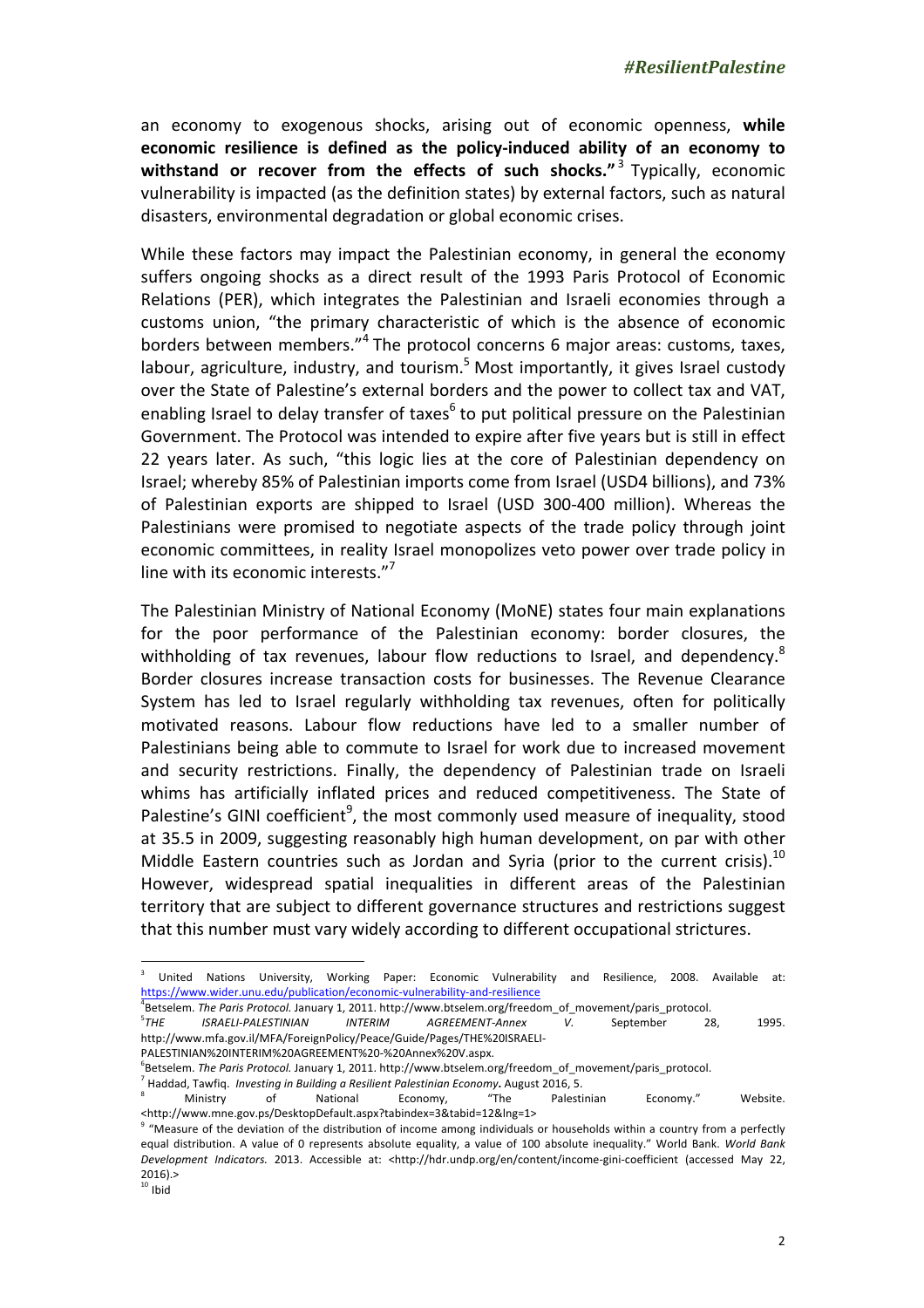an economy to exogenous shocks, arising out of economic openness, **while economic resilience is defined as the policy-induced ability of an economy to withstand or recover from the effects of such shocks."**[3] Typically, economic vulnerability is impacted (as the definition states) by external factors, such as natural disasters, environmental degradation or global economic crises.

While these factors may impact the Palestinian economy, in general the economy suffers ongoing shocks as a direct result of the 1993 Paris Protocol of Economic Relations (PER), which integrates the Palestinian and Israeli economies through a customs union, "the primary characteristic of which is the absence of economic borders between members."[4] The protocol concerns 6 major areas: customs, taxes, labour, agriculture, industry, and tourism.[5] Most importantly, it gives Israel custody over the State of Palestine's external borders and the power to collect tax and VAT, enabling Israel to delay transfer of taxes[6] to put political pressure on the Palestinian Government. The Protocol was intended to expire after five years but is still in effect 22 years later. As such, "this logic lies at the core of Palestinian dependency on Israel; whereby 85% of Palestinian imports come from Israel (USD4 billions), and 73% of Palestinian exports are shipped to Israel (USD 300-400 million). Whereas the Palestinians were promised to negotiate aspects of the trade policy through joint economic committees, in reality Israel monopolizes veto power over trade policy in line with its economic interests."[7]

The Palestinian Ministry of National Economy (MoNE) states four main explanations for the poor performance of the Palestinian economy: border closures, the withholding of tax revenues, labour flow reductions to Israel, and dependency.[8] Border closures increase transaction costs for businesses. The Revenue Clearance System has led to Israel regularly withholding tax revenues, often for politically motivated reasons. Labour flow reductions have led to a smaller number of Palestinians being able to commute to Israel for work due to increased movement and security restrictions. Finally, the dependency of Palestinian trade on Israeli whims has artificially inflated prices and reduced competitiveness. The State of Palestine's GINI coefficient[9], the most commonly used measure of inequality, stood at 35.5 in 2009, suggesting reasonably high human development, on par with other Middle Eastern countries such as Jordan and Syria (prior to the current crisis).[10] However, widespread spatial inequalities in different areas of the Palestinian territory that are subject to different governance structures and restrictions suggest that this number must vary widely according to different occupational strictures.

---

[3] United Nations University, Working Paper: Economic Vulnerability and Resilience, 2008. Available at: https://www.wider.unu.edu/publication/economic-vulnerability-and-resilience

[4] Betselem. *The Paris Protocol.* January 1, 2011. http://www.btselem.org/freedom_of_movement/paris_protocol.

[5] *THE ISRAELI-PALESTINIAN INTERIM AGREEMENT-Annex V.* September 28, 1995. http://www.mfa.gov.il/MFA/ForeignPolicy/Peace/Guide/Pages/THE%20ISRAELI-PALESTINIAN%20INTERIM%20AGREEMENT%20-%20Annex%20V.aspx.

[6] Betselem. *The Paris Protocol.* January 1, 2011. http://www.btselem.org/freedom_of_movement/paris_protocol.

[7] Haddad, Tawfiq. *Investing in Building a Resilient Palestinian Economy.* August 2016, 5.

[8] Ministry of National Economy, "The Palestinian Economy." Website. <http://www.mne.gov.ps/DesktopDefault.aspx?tabindex=3&tabid=12&lng=1>

[9] "Measure of the deviation of the distribution of income among individuals or households within a country from a perfectly equal distribution. A value of 0 represents absolute equality, a value of 100 absolute inequality." World Bank. *World Bank Development Indicators.* 2013. Accessible at: <http://hdr.undp.org/en/content/income-gini-coefficient (accessed May 22, 2016).>

[10] Ibid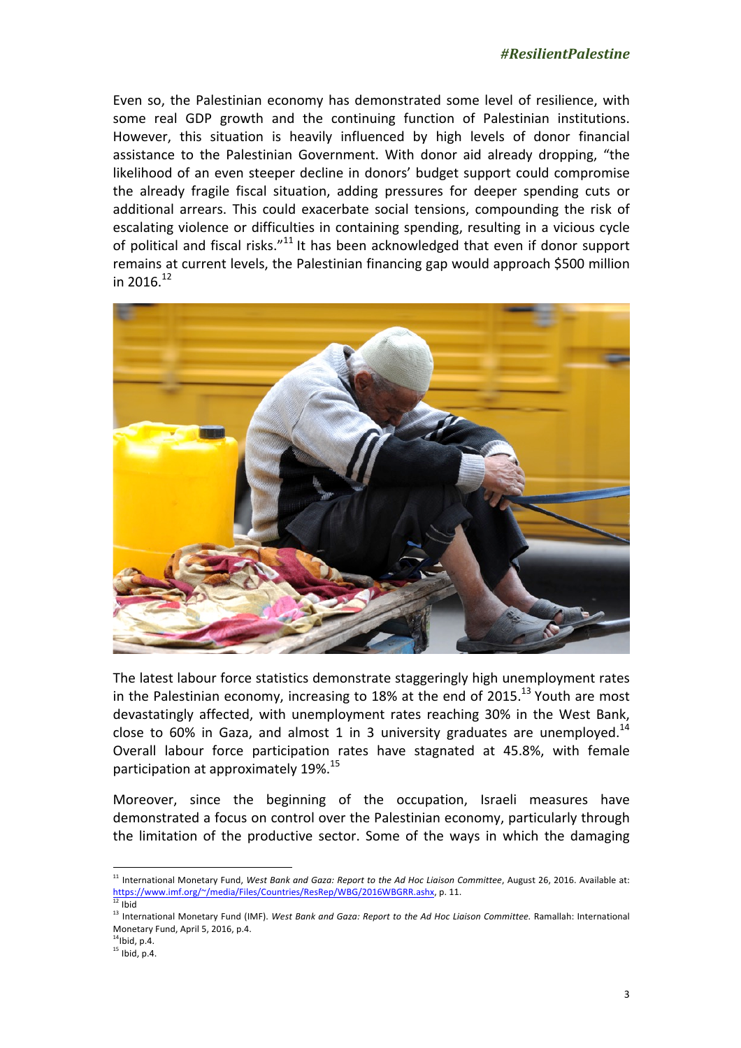Even so, the Palestinian economy has demonstrated some level of resilience, with some real GDP growth and the continuing function of Palestinian institutions. However, this situation is heavily influenced by high levels of donor financial assistance to the Palestinian Government. With donor aid already dropping, "the likelihood of an even steeper decline in donors' budget support could compromise the already fragile fiscal situation, adding pressures for deeper spending cuts or additional arrears. This could exacerbate social tensions, compounding the risk of escalating violence or difficulties in containing spending, resulting in a vicious cycle of political and fiscal risks."[11] It has been acknowledged that even if donor support remains at current levels, the Palestinian financing gap would approach $500 million in 2016.[12]

The latest labour force statistics demonstrate staggeringly high unemployment rates in the Palestinian economy, increasing to 18% at the end of 2015.[13] Youth are most devastatingly affected, with unemployment rates reaching 30% in the West Bank, close to 60% in Gaza, and almost 1 in 3 university graduates are unemployed.[14] Overall labour force participation rates have stagnated at 45.8%, with female participation at approximately 19%.[15]

Moreover, since the beginning of the occupation, Israeli measures have demonstrated a focus on control over the Palestinian economy, particularly through the limitation of the productive sector. Some of the ways in which the damaging

---

[11] International Monetary Fund, *West Bank and Gaza: Report to the Ad Hoc Liaison Committee*, August 26, 2016. Available at: https://www.imf.org/~/media/Files/Countries/ResRep/WBG/2016WBGRR.ashx, p. 11.

[12] Ibid

[13] International Monetary Fund (IMF). *West Bank and Gaza: Report to the Ad Hoc Liaison Committee.* Ramallah: International Monetary Fund, April 5, 2016, p.4.

[14] Ibid, p.4.

[15] Ibid, p.4.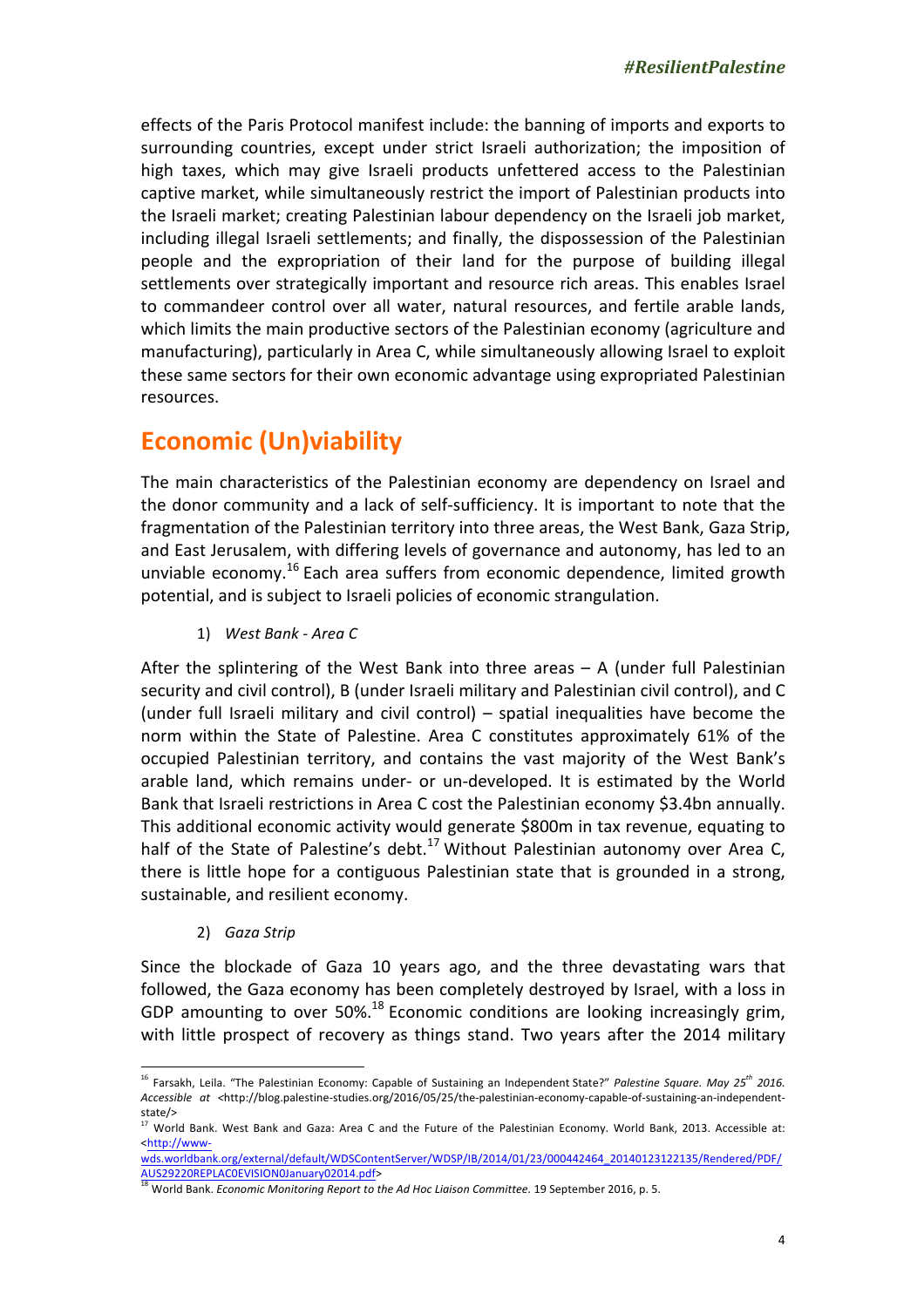effects of the Paris Protocol manifest include: the banning of imports and exports to surrounding countries, except under strict Israeli authorization; the imposition of high taxes, which may give Israeli products unfettered access to the Palestinian captive market, while simultaneously restrict the import of Palestinian products into the Israeli market; creating Palestinian labour dependency on the Israeli job market, including illegal Israeli settlements; and finally, the dispossession of the Palestinian people and the expropriation of their land for the purpose of building illegal settlements over strategically important and resource rich areas. This enables Israel to commandeer control over all water, natural resources, and fertile arable lands, which limits the main productive sectors of the Palestinian economy (agriculture and manufacturing), particularly in Area C, while simultaneously allowing Israel to exploit these same sectors for their own economic advantage using expropriated Palestinian resources.

## Economic (Un)viability

The main characteristics of the Palestinian economy are dependency on Israel and the donor community and a lack of self-sufficiency. It is important to note that the fragmentation of the Palestinian territory into three areas, the West Bank, Gaza Strip, and East Jerusalem, with differing levels of governance and autonomy, has led to an unviable economy.[16] Each area suffers from economic dependence, limited growth potential, and is subject to Israeli policies of economic strangulation.

1) *West Bank - Area C*

After the splintering of the West Bank into three areas – A (under full Palestinian security and civil control), B (under Israeli military and Palestinian civil control), and C (under full Israeli military and civil control) – spatial inequalities have become the norm within the State of Palestine. Area C constitutes approximately 61% of the occupied Palestinian territory, and contains the vast majority of the West Bank's arable land, which remains under- or un-developed. It is estimated by the World Bank that Israeli restrictions in Area C cost the Palestinian economy $3.4bn annually. This additional economic activity would generate $800m in tax revenue, equating to half of the State of Palestine's debt.[17] Without Palestinian autonomy over Area C, there is little hope for a contiguous Palestinian state that is grounded in a strong, sustainable, and resilient economy.

2) *Gaza Strip*

Since the blockade of Gaza 10 years ago, and the three devastating wars that followed, the Gaza economy has been completely destroyed by Israel, with a loss in GDP amounting to over 50%.[18] Economic conditions are looking increasingly grim, with little prospect of recovery as things stand. Two years after the 2014 military

---

[16] Farsakh, Leila. "The Palestinian Economy: Capable of Sustaining an Independent State?" *Palestine Square. May 25th 2016. Accessible at* <http://blog.palestine-studies.org/2016/05/25/the-palestinian-economy-capable-of-sustaining-an-independent-state/>

[17] World Bank. West Bank and Gaza: Area C and the Future of the Palestinian Economy. World Bank, 2013. Accessible at: <http://www-wds.worldbank.org/external/default/WDSContentServer/WDSP/IB/2014/01/23/000442464_20140123122135/Rendered/PDF/AUS29220REPLAC0EVISION0January02014.pdf>

[18] World Bank. *Economic Monitoring Report to the Ad Hoc Liaison Committee.* 19 September 2016, p. 5.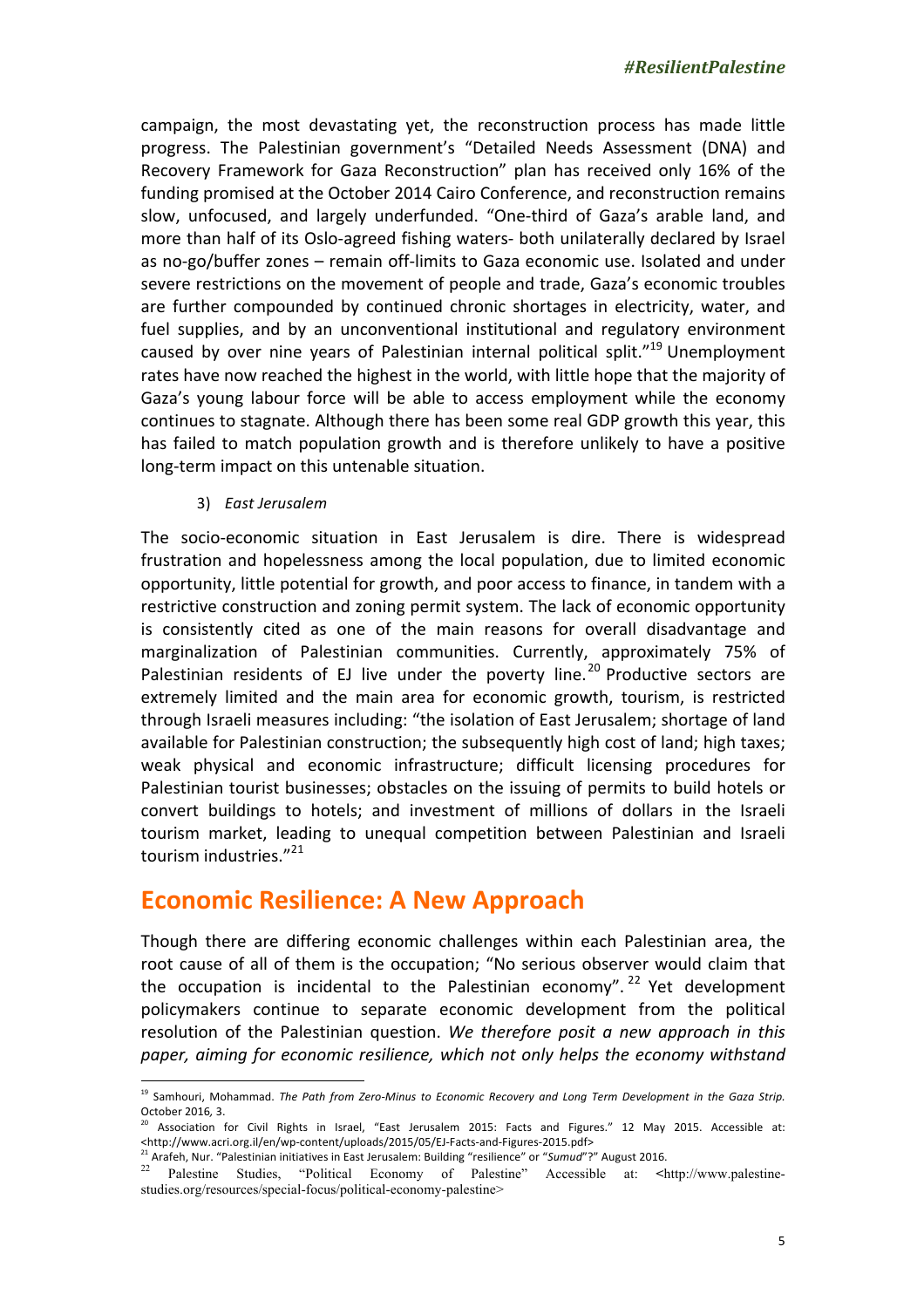campaign, the most devastating yet, the reconstruction process has made little progress. The Palestinian government's "Detailed Needs Assessment (DNA) and Recovery Framework for Gaza Reconstruction" plan has received only 16% of the funding promised at the October 2014 Cairo Conference, and reconstruction remains slow, unfocused, and largely underfunded. "One-third of Gaza's arable land, and more than half of its Oslo-agreed fishing waters- both unilaterally declared by Israel as no-go/buffer zones – remain off-limits to Gaza economic use. Isolated and under severe restrictions on the movement of people and trade, Gaza's economic troubles are further compounded by continued chronic shortages in electricity, water, and fuel supplies, and by an unconventional institutional and regulatory environment caused by over nine years of Palestinian internal political split."[19] Unemployment rates have now reached the highest in the world, with little hope that the majority of Gaza's young labour force will be able to access employment while the economy continues to stagnate. Although there has been some real GDP growth this year, this has failed to match population growth and is therefore unlikely to have a positive long-term impact on this untenable situation.

3) *East Jerusalem*

The socio-economic situation in East Jerusalem is dire. There is widespread frustration and hopelessness among the local population, due to limited economic opportunity, little potential for growth, and poor access to finance, in tandem with a restrictive construction and zoning permit system. The lack of economic opportunity is consistently cited as one of the main reasons for overall disadvantage and marginalization of Palestinian communities. Currently, approximately 75% of Palestinian residents of EJ live under the poverty line.[20] Productive sectors are extremely limited and the main area for economic growth, tourism, is restricted through Israeli measures including: "the isolation of East Jerusalem; shortage of land available for Palestinian construction; the subsequently high cost of land; high taxes; weak physical and economic infrastructure; difficult licensing procedures for Palestinian tourist businesses; obstacles on the issuing of permits to build hotels or convert buildings to hotels; and investment of millions of dollars in the Israeli tourism market, leading to unequal competition between Palestinian and Israeli tourism industries."[21]

## Economic Resilience: A New Approach

Though there are differing economic challenges within each Palestinian area, the root cause of all of them is the occupation; "No serious observer would claim that the occupation is incidental to the Palestinian economy".[22] Yet development policymakers continue to separate economic development from the political resolution of the Palestinian question. *We therefore posit a new approach in this paper, aiming for economic resilience, which not only helps the economy withstand*

---

[19] Samhouri, Mohammad. *The Path from Zero-Minus to Economic Recovery and Long Term Development in the Gaza Strip.* October 2016, 3.

[20] Association for Civil Rights in Israel, "East Jerusalem 2015: Facts and Figures." 12 May 2015. Accessible at: <http://www.acri.org.il/en/wp-content/uploads/2015/05/EJ-Facts-and-Figures-2015.pdf>

[21] Arafeh, Nur. "Palestinian initiatives in East Jerusalem: Building "resilience" or "*Sumud*"?" August 2016.

[22] Palestine Studies, "Political Economy of Palestine" Accessible at: <http://www.palestine-studies.org/resources/special-focus/political-economy-palestine>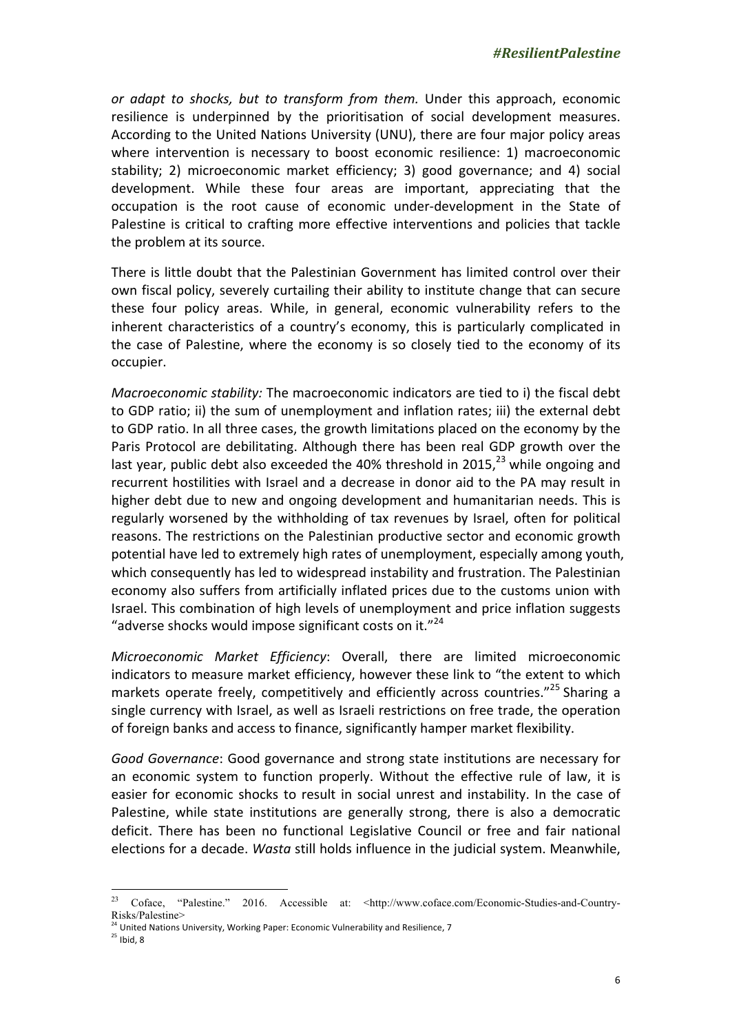*or adapt to shocks, but to transform from them.* Under this approach, economic resilience is underpinned by the prioritisation of social development measures. According to the United Nations University (UNU), there are four major policy areas where intervention is necessary to boost economic resilience: 1) macroeconomic stability; 2) microeconomic market efficiency; 3) good governance; and 4) social development. While these four areas are important, appreciating that the occupation is the root cause of economic under-development in the State of Palestine is critical to crafting more effective interventions and policies that tackle the problem at its source.

There is little doubt that the Palestinian Government has limited control over their own fiscal policy, severely curtailing their ability to institute change that can secure these four policy areas. While, in general, economic vulnerability refers to the inherent characteristics of a country's economy, this is particularly complicated in the case of Palestine, where the economy is so closely tied to the economy of its occupier.

*Macroeconomic stability:* The macroeconomic indicators are tied to i) the fiscal debt to GDP ratio; ii) the sum of unemployment and inflation rates; iii) the external debt to GDP ratio. In all three cases, the growth limitations placed on the economy by the Paris Protocol are debilitating. Although there has been real GDP growth over the last year, public debt also exceeded the 40% threshold in 2015,[23] while ongoing and recurrent hostilities with Israel and a decrease in donor aid to the PA may result in higher debt due to new and ongoing development and humanitarian needs. This is regularly worsened by the withholding of tax revenues by Israel, often for political reasons. The restrictions on the Palestinian productive sector and economic growth potential have led to extremely high rates of unemployment, especially among youth, which consequently has led to widespread instability and frustration. The Palestinian economy also suffers from artificially inflated prices due to the customs union with Israel. This combination of high levels of unemployment and price inflation suggests "adverse shocks would impose significant costs on it."[24]

*Microeconomic Market Efficiency*: Overall, there are limited microeconomic indicators to measure market efficiency, however these link to "the extent to which markets operate freely, competitively and efficiently across countries."[25] Sharing a single currency with Israel, as well as Israeli restrictions on free trade, the operation of foreign banks and access to finance, significantly hamper market flexibility.

*Good Governance*: Good governance and strong state institutions are necessary for an economic system to function properly. Without the effective rule of law, it is easier for economic shocks to result in social unrest and instability. In the case of Palestine, while state institutions are generally strong, there is also a democratic deficit. There has been no functional Legislative Council or free and fair national elections for a decade. *Wasta* still holds influence in the judicial system. Meanwhile,

---

[23] Coface, "Palestine." 2016. Accessible at: <http://www.coface.com/Economic-Studies-and-Country-Risks/Palestine>

[24] United Nations University, Working Paper: Economic Vulnerability and Resilience, 7

[25] Ibid, 8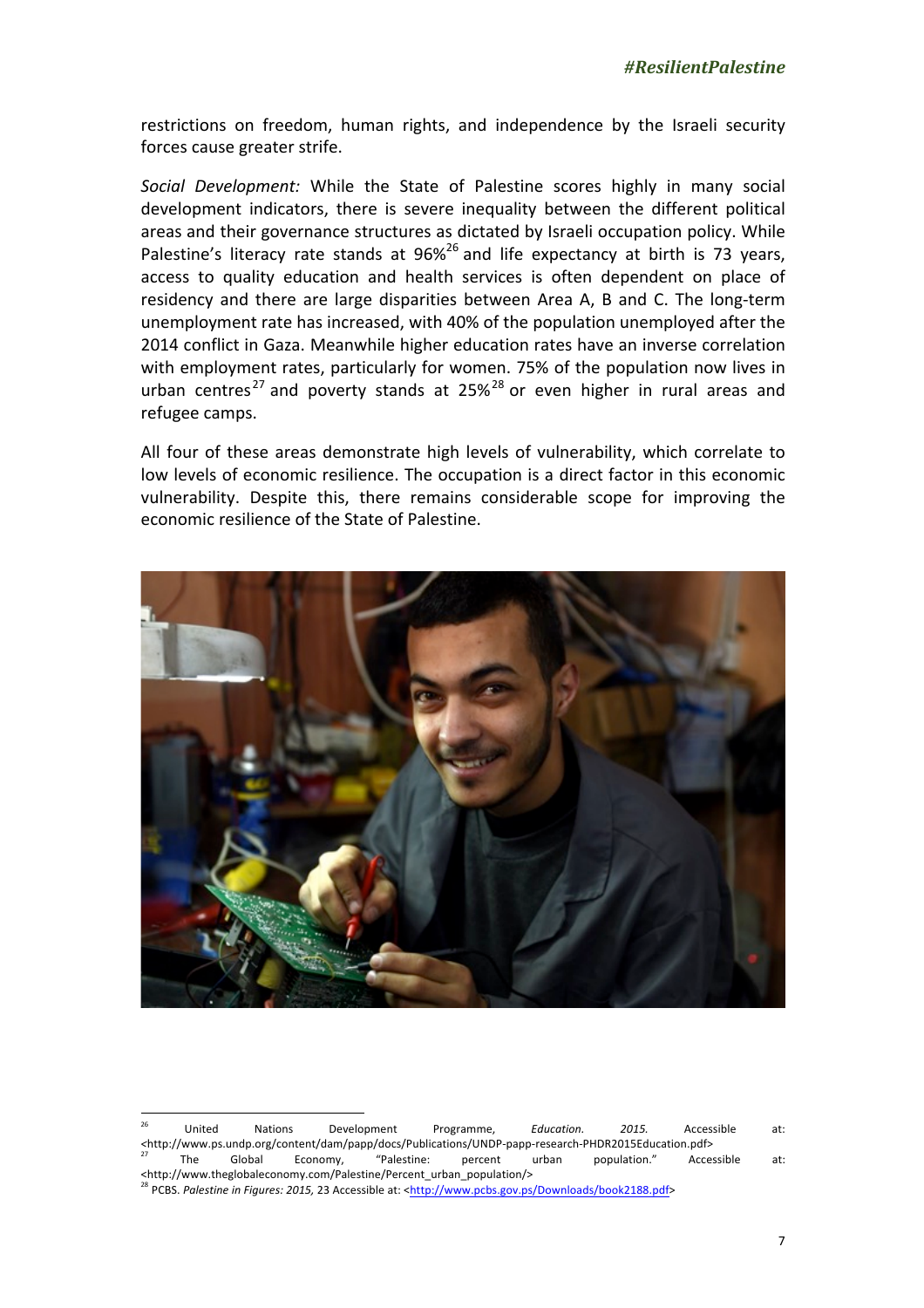restrictions on freedom, human rights, and independence by the Israeli security forces cause greater strife.

*Social Development:* While the State of Palestine scores highly in many social development indicators, there is severe inequality between the different political areas and their governance structures as dictated by Israeli occupation policy. While Palestine's literacy rate stands at 96%[26] and life expectancy at birth is 73 years, access to quality education and health services is often dependent on place of residency and there are large disparities between Area A, B and C. The long-term unemployment rate has increased, with 40% of the population unemployed after the 2014 conflict in Gaza. Meanwhile higher education rates have an inverse correlation with employment rates, particularly for women. 75% of the population now lives in urban centres[27] and poverty stands at 25%[28] or even higher in rural areas and refugee camps.

All four of these areas demonstrate high levels of vulnerability, which correlate to low levels of economic resilience. The occupation is a direct factor in this economic vulnerability. Despite this, there remains considerable scope for improving the economic resilience of the State of Palestine.

---

[26] United Nations Development Programme, *Education. 2015.* Accessible at: <http://www.ps.undp.org/content/dam/papp/docs/Publications/UNDP-papp-research-PHDR2015Education.pdf>

[27] The Global Economy, "Palestine: percent urban population." Accessible at: <http://www.theglobaleconomy.com/Palestine/Percent_urban_population/>

[28] PCBS. *Palestine in Figures: 2015,* 23 Accessible at: <http://www.pcbs.gov.ps/Downloads/book2188.pdf>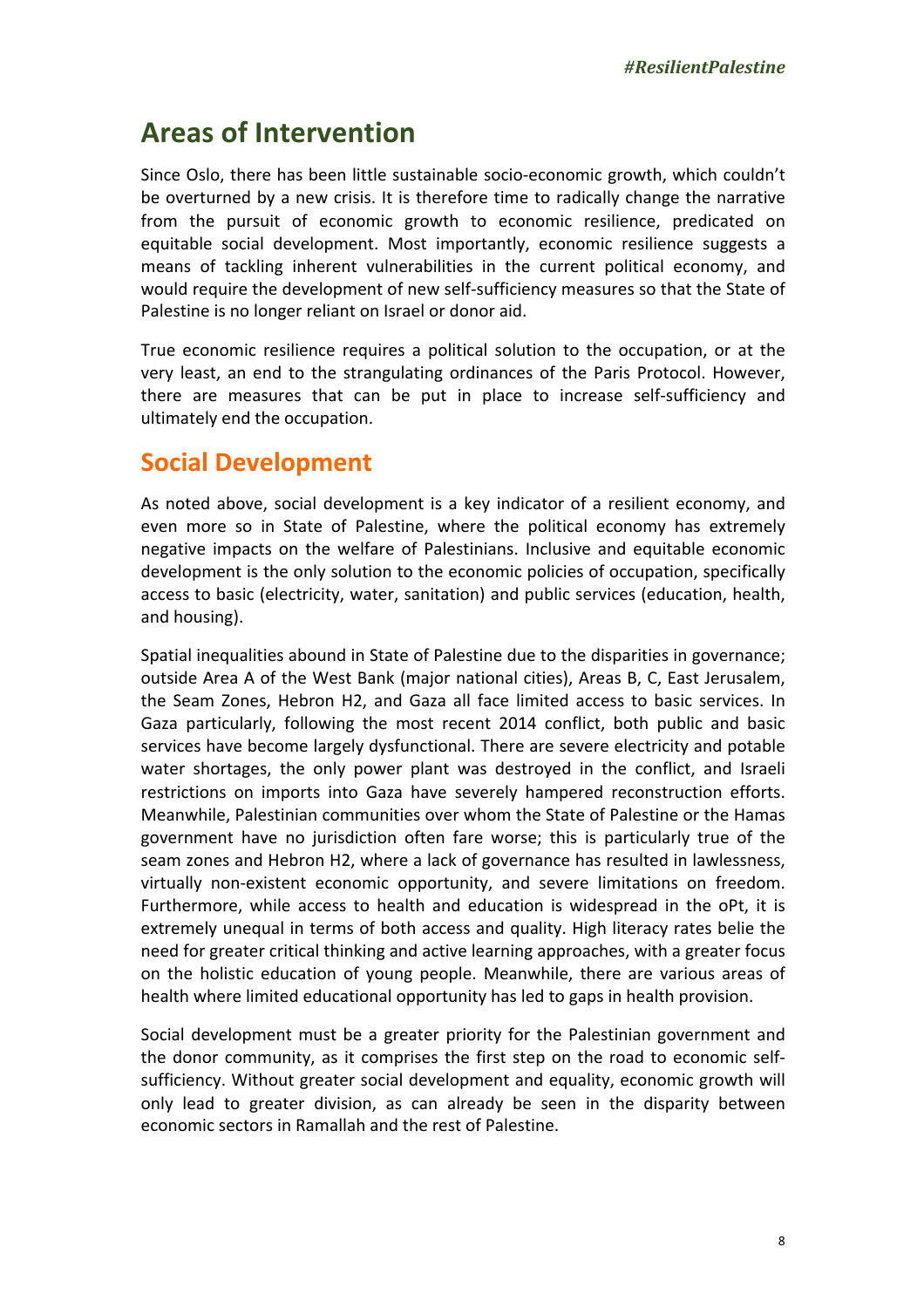# Areas of Intervention

Since Oslo, there has been little sustainable socio-economic growth, which couldn't be overturned by a new crisis. It is therefore time to radically change the narrative from the pursuit of economic growth to economic resilience, predicated on equitable social development. Most importantly, economic resilience suggests a means of tackling inherent vulnerabilities in the current political economy, and would require the development of new self-sufficiency measures so that the State of Palestine is no longer reliant on Israel or donor aid.

True economic resilience requires a political solution to the occupation, or at the very least, an end to the strangulating ordinances of the Paris Protocol. However, there are measures that can be put in place to increase self-sufficiency and ultimately end the occupation.

## Social Development

As noted above, social development is a key indicator of a resilient economy, and even more so in State of Palestine, where the political economy has extremely negative impacts on the welfare of Palestinians. Inclusive and equitable economic development is the only solution to the economic policies of occupation, specifically access to basic (electricity, water, sanitation) and public services (education, health, and housing).

Spatial inequalities abound in State of Palestine due to the disparities in governance; outside Area A of the West Bank (major national cities), Areas B, C, East Jerusalem, the Seam Zones, Hebron H2, and Gaza all face limited access to basic services. In Gaza particularly, following the most recent 2014 conflict, both public and basic services have become largely dysfunctional. There are severe electricity and potable water shortages, the only power plant was destroyed in the conflict, and Israeli restrictions on imports into Gaza have severely hampered reconstruction efforts. Meanwhile, Palestinian communities over whom the State of Palestine or the Hamas government have no jurisdiction often fare worse; this is particularly true of the seam zones and Hebron H2, where a lack of governance has resulted in lawlessness, virtually non-existent economic opportunity, and severe limitations on freedom. Furthermore, while access to health and education is widespread in the oPt, it is extremely unequal in terms of both access and quality. High literacy rates belie the need for greater critical thinking and active learning approaches, with a greater focus on the holistic education of young people. Meanwhile, there are various areas of health where limited educational opportunity has led to gaps in health provision.

Social development must be a greater priority for the Palestinian government and the donor community, as it comprises the first step on the road to economic self-sufficiency. Without greater social development and equality, economic growth will only lead to greater division, as can already be seen in the disparity between economic sectors in Ramallah and the rest of Palestine.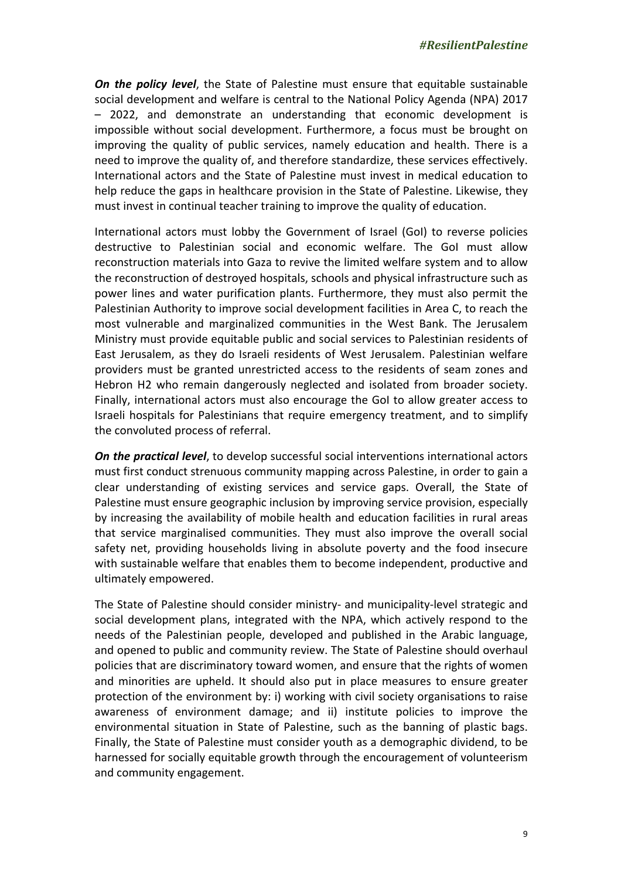***On the policy level***, the State of Palestine must ensure that equitable sustainable social development and welfare is central to the National Policy Agenda (NPA) 2017 – 2022, and demonstrate an understanding that economic development is impossible without social development. Furthermore, a focus must be brought on improving the quality of public services, namely education and health. There is a need to improve the quality of, and therefore standardize, these services effectively. International actors and the State of Palestine must invest in medical education to help reduce the gaps in healthcare provision in the State of Palestine. Likewise, they must invest in continual teacher training to improve the quality of education.

International actors must lobby the Government of Israel (GoI) to reverse policies destructive to Palestinian social and economic welfare. The GoI must allow reconstruction materials into Gaza to revive the limited welfare system and to allow the reconstruction of destroyed hospitals, schools and physical infrastructure such as power lines and water purification plants. Furthermore, they must also permit the Palestinian Authority to improve social development facilities in Area C, to reach the most vulnerable and marginalized communities in the West Bank. The Jerusalem Ministry must provide equitable public and social services to Palestinian residents of East Jerusalem, as they do Israeli residents of West Jerusalem. Palestinian welfare providers must be granted unrestricted access to the residents of seam zones and Hebron H2 who remain dangerously neglected and isolated from broader society. Finally, international actors must also encourage the GoI to allow greater access to Israeli hospitals for Palestinians that require emergency treatment, and to simplify the convoluted process of referral.

***On the practical level***, to develop successful social interventions international actors must first conduct strenuous community mapping across Palestine, in order to gain a clear understanding of existing services and service gaps. Overall, the State of Palestine must ensure geographic inclusion by improving service provision, especially by increasing the availability of mobile health and education facilities in rural areas that service marginalised communities. They must also improve the overall social safety net, providing households living in absolute poverty and the food insecure with sustainable welfare that enables them to become independent, productive and ultimately empowered.

The State of Palestine should consider ministry- and municipality-level strategic and social development plans, integrated with the NPA, which actively respond to the needs of the Palestinian people, developed and published in the Arabic language, and opened to public and community review. The State of Palestine should overhaul policies that are discriminatory toward women, and ensure that the rights of women and minorities are upheld. It should also put in place measures to ensure greater protection of the environment by: i) working with civil society organisations to raise awareness of environment damage; and ii) institute policies to improve the environmental situation in State of Palestine, such as the banning of plastic bags. Finally, the State of Palestine must consider youth as a demographic dividend, to be harnessed for socially equitable growth through the encouragement of volunteerism and community engagement.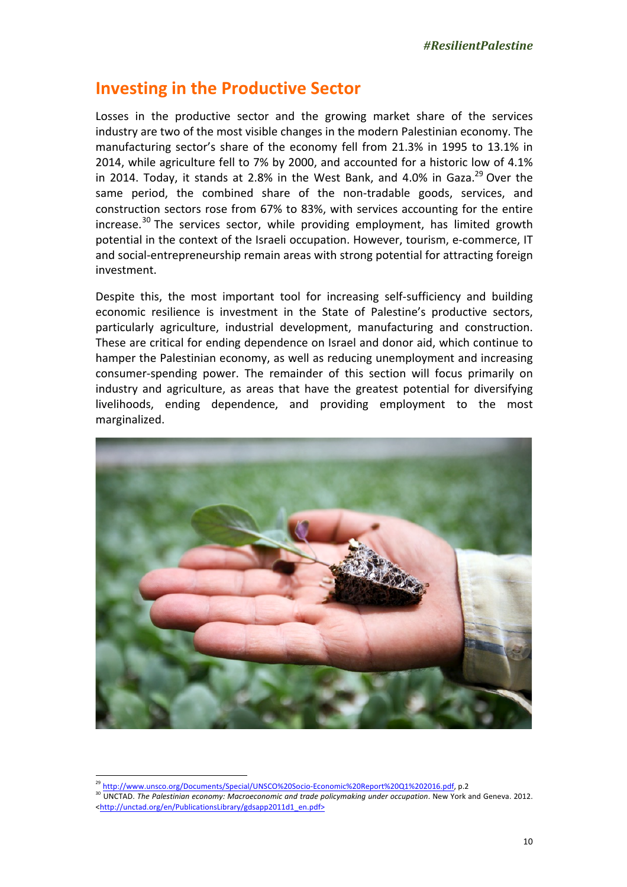## Investing in the Productive Sector

Losses in the productive sector and the growing market share of the services industry are two of the most visible changes in the modern Palestinian economy. The manufacturing sector's share of the economy fell from 21.3% in 1995 to 13.1% in 2014, while agriculture fell to 7% by 2000, and accounted for a historic low of 4.1% in 2014. Today, it stands at 2.8% in the West Bank, and 4.0% in Gaza.[29] Over the same period, the combined share of the non-tradable goods, services, and construction sectors rose from 67% to 83%, with services accounting for the entire increase.[30] The services sector, while providing employment, has limited growth potential in the context of the Israeli occupation. However, tourism, e-commerce, IT and social-entrepreneurship remain areas with strong potential for attracting foreign investment.

Despite this, the most important tool for increasing self-sufficiency and building economic resilience is investment in the State of Palestine's productive sectors, particularly agriculture, industrial development, manufacturing and construction. These are critical for ending dependence on Israel and donor aid, which continue to hamper the Palestinian economy, as well as reducing unemployment and increasing consumer-spending power. The remainder of this section will focus primarily on industry and agriculture, as areas that have the greatest potential for diversifying livelihoods, ending dependence, and providing employment to the most marginalized.

---

[29] http://www.unsco.org/Documents/Special/UNSCO%20Socio-Economic%20Report%20Q1%202016.pdf, p.2

[30] UNCTAD. *The Palestinian economy: Macroeconomic and trade policymaking under occupation*. New York and Geneva. 2012. <http://unctad.org/en/PublicationsLibrary/gdsapp2011d1_en.pdf>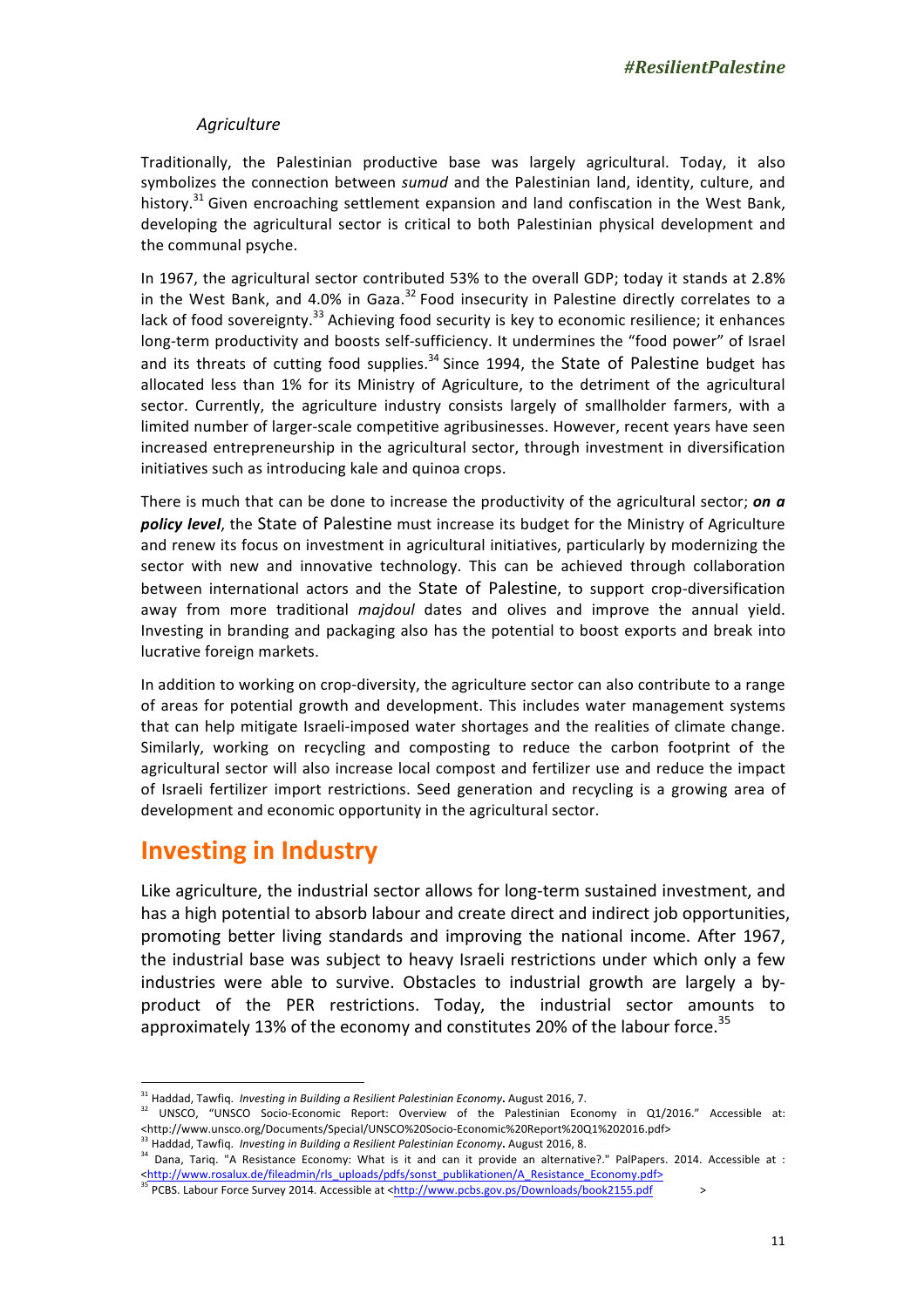### *Agriculture*

Traditionally, the Palestinian productive base was largely agricultural. Today, it also symbolizes the connection between *sumud* and the Palestinian land, identity, culture, and history.[31] Given encroaching settlement expansion and land confiscation in the West Bank, developing the agricultural sector is critical to both Palestinian physical development and the communal psyche.

In 1967, the agricultural sector contributed 53% to the overall GDP; today it stands at 2.8% in the West Bank, and 4.0% in Gaza.[32] Food insecurity in Palestine directly correlates to a lack of food sovereignty.[33] Achieving food security is key to economic resilience; it enhances long-term productivity and boosts self-sufficiency. It undermines the "food power" of Israel and its threats of cutting food supplies.[34] Since 1994, the State of Palestine budget has allocated less than 1% for its Ministry of Agriculture, to the detriment of the agricultural sector. Currently, the agriculture industry consists largely of smallholder farmers, with a limited number of larger-scale competitive agribusinesses. However, recent years have seen increased entrepreneurship in the agricultural sector, through investment in diversification initiatives such as introducing kale and quinoa crops.

There is much that can be done to increase the productivity of the agricultural sector; ***on a policy level***, the State of Palestine must increase its budget for the Ministry of Agriculture and renew its focus on investment in agricultural initiatives, particularly by modernizing the sector with new and innovative technology. This can be achieved through collaboration between international actors and the State of Palestine, to support crop-diversification away from more traditional *majdoul* dates and olives and improve the annual yield. Investing in branding and packaging also has the potential to boost exports and break into lucrative foreign markets.

In addition to working on crop-diversity, the agriculture sector can also contribute to a range of areas for potential growth and development. This includes water management systems that can help mitigate Israeli-imposed water shortages and the realities of climate change. Similarly, working on recycling and composting to reduce the carbon footprint of the agricultural sector will also increase local compost and fertilizer use and reduce the impact of Israeli fertilizer import restrictions. Seed generation and recycling is a growing area of development and economic opportunity in the agricultural sector.

## Investing in Industry

Like agriculture, the industrial sector allows for long-term sustained investment, and has a high potential to absorb labour and create direct and indirect job opportunities, promoting better living standards and improving the national income. After 1967, the industrial base was subject to heavy Israeli restrictions under which only a few industries were able to survive. Obstacles to industrial growth are largely a by-product of the PER restrictions. Today, the industrial sector amounts to approximately 13% of the economy and constitutes 20% of the labour force.[35]

---

[31] Haddad, Tawfiq. *Investing in Building a Resilient Palestinian Economy***.** August 2016, 7.

[32] UNSCO, "UNSCO Socio-Economic Report: Overview of the Palestinian Economy in Q1/2016." Accessible at: <http://www.unsco.org/Documents/Special/UNSCO%20Socio-Economic%20Report%20Q1%202016.pdf>

[33] Haddad, Tawfiq. *Investing in Building a Resilient Palestinian Economy***.** August 2016, 8.

[34] Dana, Tariq. "A Resistance Economy: What is it and can it provide an alternative?." PalPapers. 2014. Accessible at : <http://www.rosalux.de/fileadmin/rls_uploads/pdfs/sonst_publikationen/A_Resistance_Economy.pdf>

[35] PCBS. Labour Force Survey 2014. Accessible at <http://www.pcbs.gov.ps/Downloads/book2155.pdf >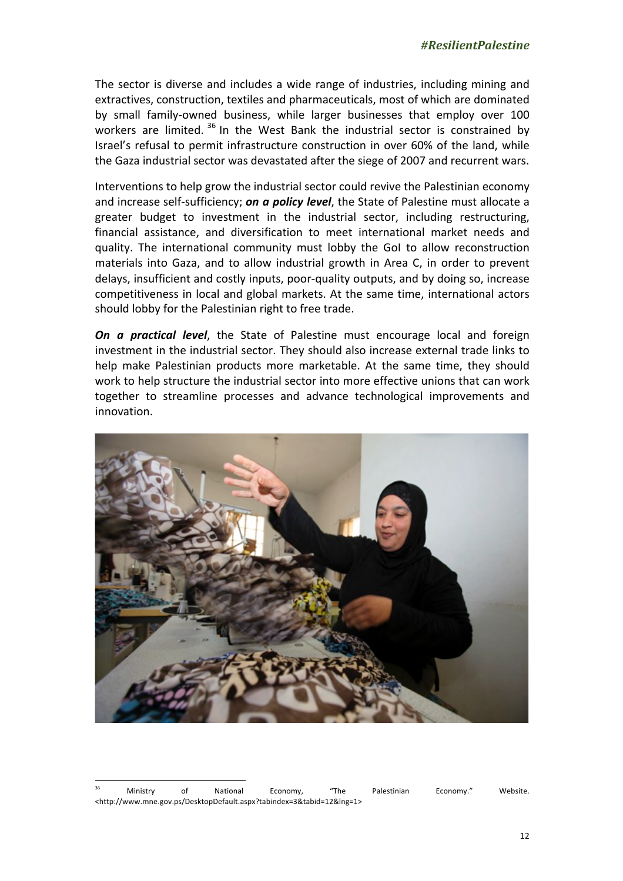The sector is diverse and includes a wide range of industries, including mining and extractives, construction, textiles and pharmaceuticals, most of which are dominated by small family-owned business, while larger businesses that employ over 100 workers are limited. [36] In the West Bank the industrial sector is constrained by Israel's refusal to permit infrastructure construction in over 60% of the land, while the Gaza industrial sector was devastated after the siege of 2007 and recurrent wars.

Interventions to help grow the industrial sector could revive the Palestinian economy and increase self-sufficiency; ***on a policy level***, the State of Palestine must allocate a greater budget to investment in the industrial sector, including restructuring, financial assistance, and diversification to meet international market needs and quality. The international community must lobby the GoI to allow reconstruction materials into Gaza, and to allow industrial growth in Area C, in order to prevent delays, insufficient and costly inputs, poor-quality outputs, and by doing so, increase competitiveness in local and global markets. At the same time, international actors should lobby for the Palestinian right to free trade.

***On a practical level***, the State of Palestine must encourage local and foreign investment in the industrial sector. They should also increase external trade links to help make Palestinian products more marketable. At the same time, they should work to help structure the industrial sector into more effective unions that can work together to streamline processes and advance technological improvements and innovation.

---

[36] Ministry of National Economy, "The Palestinian Economy." Website. <http://www.mne.gov.ps/DesktopDefault.aspx?tabindex=3&tabid=12&lng=1>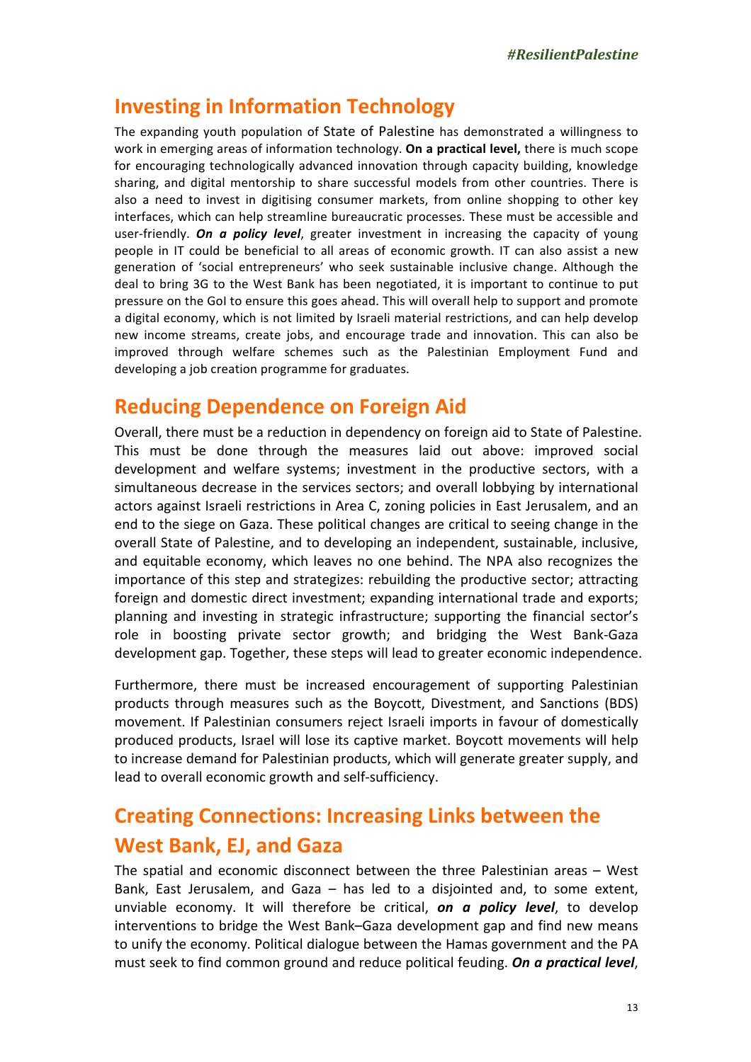## Investing in Information Technology

The expanding youth population of State of Palestine has demonstrated a willingness to work in emerging areas of information technology. **On a practical level,** there is much scope for encouraging technologically advanced innovation through capacity building, knowledge sharing, and digital mentorship to share successful models from other countries. There is also a need to invest in digitising consumer markets, from online shopping to other key interfaces, which can help streamline bureaucratic processes. These must be accessible and user-friendly. ***On a policy level***, greater investment in increasing the capacity of young people in IT could be beneficial to all areas of economic growth. IT can also assist a new generation of 'social entrepreneurs' who seek sustainable inclusive change. Although the deal to bring 3G to the West Bank has been negotiated, it is important to continue to put pressure on the GoI to ensure this goes ahead. This will overall help to support and promote a digital economy, which is not limited by Israeli material restrictions, and can help develop new income streams, create jobs, and encourage trade and innovation. This can also be improved through welfare schemes such as the Palestinian Employment Fund and developing a job creation programme for graduates.

## Reducing Dependence on Foreign Aid

Overall, there must be a reduction in dependency on foreign aid to State of Palestine. This must be done through the measures laid out above: improved social development and welfare systems; investment in the productive sectors, with a simultaneous decrease in the services sectors; and overall lobbying by international actors against Israeli restrictions in Area C, zoning policies in East Jerusalem, and an end to the siege on Gaza. These political changes are critical to seeing change in the overall State of Palestine, and to developing an independent, sustainable, inclusive, and equitable economy, which leaves no one behind. The NPA also recognizes the importance of this step and strategizes: rebuilding the productive sector; attracting foreign and domestic direct investment; expanding international trade and exports; planning and investing in strategic infrastructure; supporting the financial sector's role in boosting private sector growth; and bridging the West Bank-Gaza development gap. Together, these steps will lead to greater economic independence.

Furthermore, there must be increased encouragement of supporting Palestinian products through measures such as the Boycott, Divestment, and Sanctions (BDS) movement. If Palestinian consumers reject Israeli imports in favour of domestically produced products, Israel will lose its captive market. Boycott movements will help to increase demand for Palestinian products, which will generate greater supply, and lead to overall economic growth and self-sufficiency.

## Creating Connections: Increasing Links between the West Bank, EJ, and Gaza

The spatial and economic disconnect between the three Palestinian areas – West Bank, East Jerusalem, and Gaza – has led to a disjointed and, to some extent, unviable economy. It will therefore be critical, ***on a policy level***, to develop interventions to bridge the West Bank–Gaza development gap and find new means to unify the economy. Political dialogue between the Hamas government and the PA must seek to find common ground and reduce political feuding. ***On a practical level***,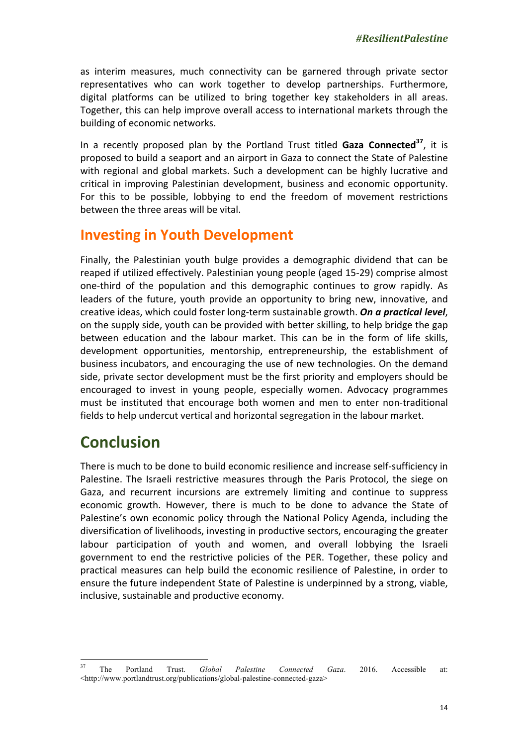as interim measures, much connectivity can be garnered through private sector representatives who can work together to develop partnerships. Furthermore, digital platforms can be utilized to bring together key stakeholders in all areas. Together, this can help improve overall access to international markets through the building of economic networks.

In a recently proposed plan by the Portland Trust titled **Gaza Connected**[37], it is proposed to build a seaport and an airport in Gaza to connect the State of Palestine with regional and global markets. Such a development can be highly lucrative and critical in improving Palestinian development, business and economic opportunity. For this to be possible, lobbying to end the freedom of movement restrictions between the three areas will be vital.

## Investing in Youth Development

Finally, the Palestinian youth bulge provides a demographic dividend that can be reaped if utilized effectively. Palestinian young people (aged 15-29) comprise almost one-third of the population and this demographic continues to grow rapidly. As leaders of the future, youth provide an opportunity to bring new, innovative, and creative ideas, which could foster long-term sustainable growth. ***On a practical level***, on the supply side, youth can be provided with better skilling, to help bridge the gap between education and the labour market. This can be in the form of life skills, development opportunities, mentorship, entrepreneurship, the establishment of business incubators, and encouraging the use of new technologies. On the demand side, private sector development must be the first priority and employers should be encouraged to invest in young people, especially women. Advocacy programmes must be instituted that encourage both women and men to enter non-traditional fields to help undercut vertical and horizontal segregation in the labour market.

# Conclusion

There is much to be done to build economic resilience and increase self-sufficiency in Palestine. The Israeli restrictive measures through the Paris Protocol, the siege on Gaza, and recurrent incursions are extremely limiting and continue to suppress economic growth. However, there is much to be done to advance the State of Palestine's own economic policy through the National Policy Agenda, including the diversification of livelihoods, investing in productive sectors, encouraging the greater labour participation of youth and women, and overall lobbying the Israeli government to end the restrictive policies of the PER. Together, these policy and practical measures can help build the economic resilience of Palestine, in order to ensure the future independent State of Palestine is underpinned by a strong, viable, inclusive, sustainable and productive economy.

---

[37] The Portland Trust. *Global Palestine Connected Gaza*. 2016. Accessible at: <http://www.portlandtrust.org/publications/global-palestine-connected-gaza>